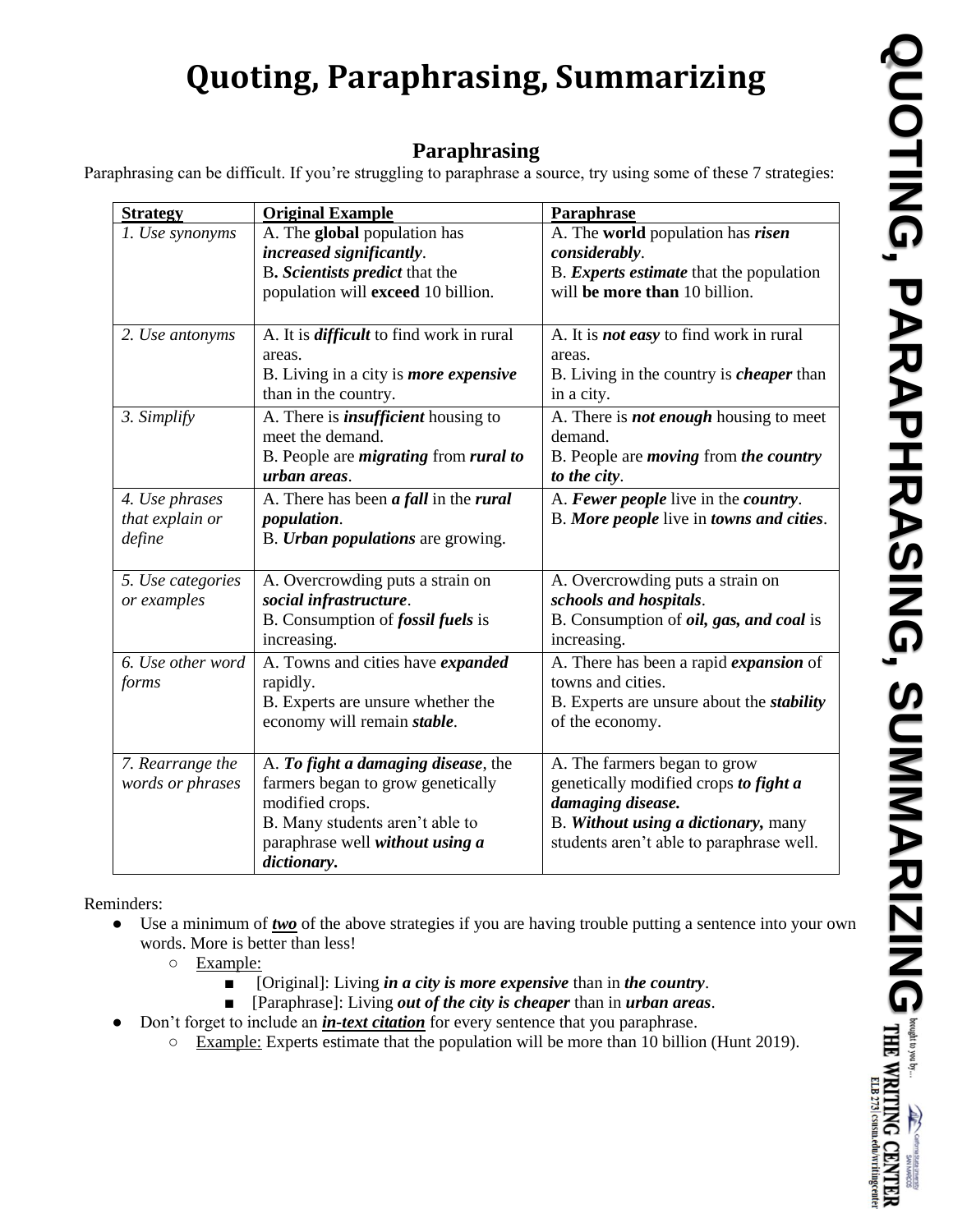# Quoting, Paraphrasing, Summarizing

## Paraphrasing

Paraphrasing can be difficult. If you're struggling to paraphrase a source, try using some of these 7 strategies:

| Strategy | Original Example | Paraphrase |
|---|---|---|
| *1. Use synonyms* | A. The **global** population has ***increased significantly***.<br>B**. *Scientists predict*** that the population will **exceed** 10 billion. | A. The **world** population has ***risen considerably***.<br>B. ***Experts estimate*** that the population will **be more than** 10 billion. |
| *2. Use antonyms* | A. It is ***difficult*** to find work in rural areas.<br>B. Living in a city is ***more expensive*** than in the country. | A. It is ***not easy*** to find work in rural areas.<br>B. Living in the country is ***cheaper*** than in a city. |
| *3. Simplify* | A. There is ***insufficient*** housing to meet the demand.<br>B. People are ***migrating*** from ***rural to urban areas***. | A. There is ***not enough*** housing to meet demand.<br>B. People are ***moving*** from ***the country to the city***. |
| *4. Use phrases that explain or define* | A. There has been ***a fall*** in the ***rural population***.<br>B. ***Urban populations*** are growing. | A. ***Fewer people*** live in the ***country***.<br>B. ***More people*** live in ***towns and cities***. |
| *5. Use categories or examples* | A. Overcrowding puts a strain on ***social infrastructure***.<br>B. Consumption of ***fossil fuels*** is increasing. | A. Overcrowding puts a strain on ***schools and hospitals***.<br>B. Consumption of ***oil, gas, and coal*** is increasing. |
| *6. Use other word forms* | A. Towns and cities have ***expanded*** rapidly.<br>B. Experts are unsure whether the economy will remain ***stable***. | A. There has been a rapid ***expansion*** of towns and cities.<br>B. Experts are unsure about the ***stability*** of the economy. |
| *7. Rearrange the words or phrases* | A. ***To fight a damaging disease***, the farmers began to grow genetically modified crops.<br>B. Many students aren't able to paraphrase well ***without using a dictionary.*** | A. The farmers began to grow genetically modified crops ***to fight a damaging disease.***<br>B. ***Without using a dictionary,*** many students aren't able to paraphrase well. |

Reminders:

- Use a minimum of ***two*** of the above strategies if you are having trouble putting a sentence into your own words. More is better than less!
  - Example:
    - [Original]: Living ***in a city is more expensive*** than in ***the country***.
    - [Paraphrase]: Living ***out of the city is cheaper*** than in ***urban areas***.
- Don't forget to include an ***in-text citation*** for every sentence that you paraphrase.
  - Example: Experts estimate that the population will be more than 10 billion (Hunt 2019).

QUOTING, PARAPHRASING, SUMMARIZING brought to you by... THE WRITING CENTER ELB 273 | csusm.edu/writingcenter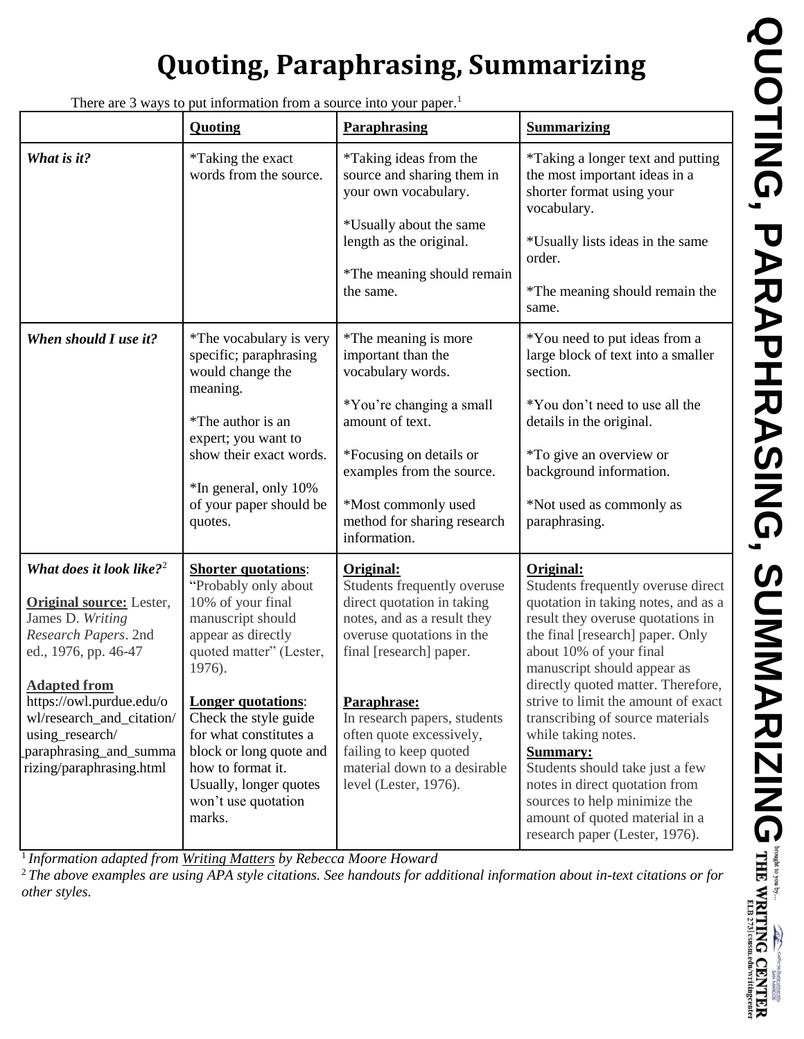# Quoting, Paraphrasing, Summarizing

There are 3 ways to put information from a source into your paper.[1]

| | **Quoting** | **Paraphrasing** | **Summarizing** |
|---|---|---|---|
| ***What is it?*** | *Taking the exact words from the source. | *Taking ideas from the source and sharing them in your own vocabulary.<br><br>*Usually about the same length as the original.<br><br>*The meaning should remain the same. | *Taking a longer text and putting the most important ideas in a shorter format using your vocabulary.<br><br>*Usually lists ideas in the same order.<br><br>*The meaning should remain the same. |
| ***When should I use it?*** | *The vocabulary is very specific; paraphrasing would change the meaning.<br><br>*The author is an expert; you want to show their exact words.<br><br>*In general, only 10% of your paper should be quotes. | *The meaning is more important than the vocabulary words.<br><br>*You're changing a small amount of text.<br><br>*Focusing on details or examples from the source.<br><br>*Most commonly used method for sharing research information. | *You need to put ideas from a large block of text into a smaller section.<br><br>*You don't need to use all the details in the original.<br><br>*To give an overview or background information.<br><br>*Not used as commonly as paraphrasing. |
| ***What does it look like?***[2]<br><br>**Original source:** Lester, James D. *Writing Research Papers*. 2nd ed., 1976, pp. 46-47<br><br>**Adapted from** https://owl.purdue.edu/owl/research_and_citation/using_research/paraphrasing_and_summarizing/paraphrasing.html | **Shorter quotations**: "Probably only about 10% of your final manuscript should appear as directly quoted matter" (Lester, 1976).<br><br>**Longer quotations**: Check the style guide for what constitutes a block or long quote and how to format it. Usually, longer quotes won't use quotation marks. | **Original:**<br>Students frequently overuse direct quotation in taking notes, and as a result they overuse quotations in the final [research] paper.<br><br>**Paraphrase:**<br>In research papers, students often quote excessively, failing to keep quoted material down to a desirable level (Lester, 1976). | **Original:**<br>Students frequently overuse direct quotation in taking notes, and as a result they overuse quotations in the final [research] paper. Only about 10% of your final manuscript should appear as directly quoted matter. Therefore, strive to limit the amount of exact transcribing of source materials while taking notes.<br>**Summary:**<br>Students should take just a few notes in direct quotation from sources to help minimize the amount of quoted material in a research paper (Lester, 1976). |

[1] *Information adapted from Writing Matters by Rebecca Moore Howard*

[2] *The above examples are using APA style citations. See handouts for additional information about in-text citations or for other styles.*

QUOTING, PARAPHRASING, SUMMARIZING

brought to you by... THE WRITING CENTER
ELB 273 | csusm.edu/writingcenter